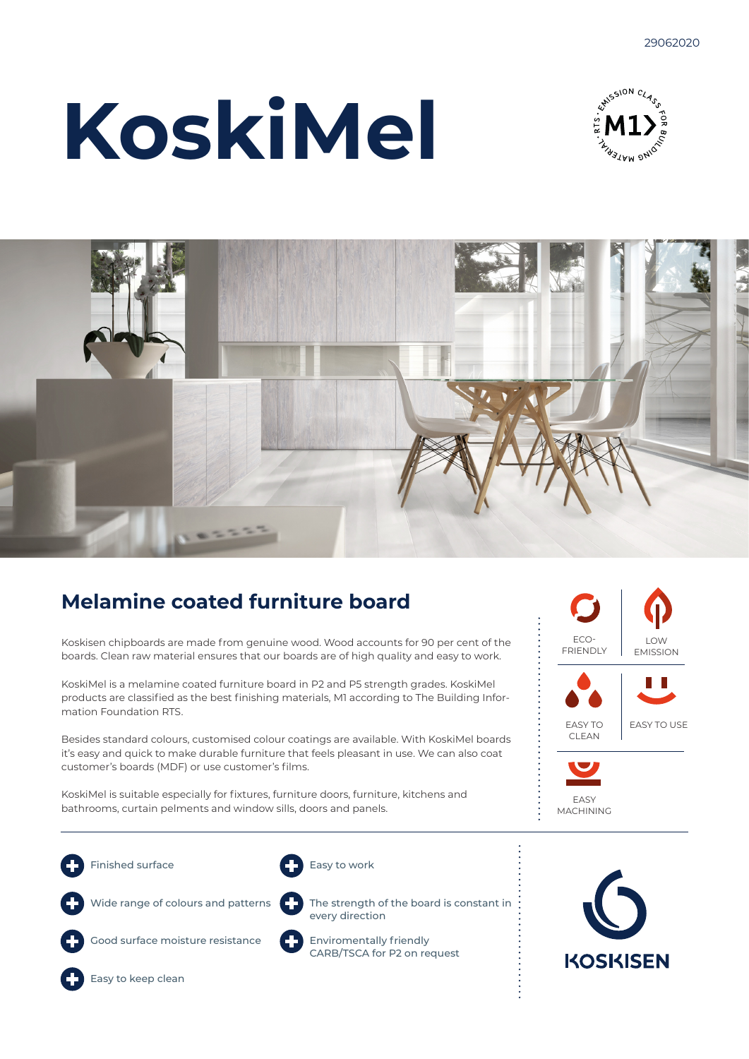29062020

# KoskiMel

## Melamine coated furniture board

Koskisen chipboards are made from genuine wood. Wood accounts for 90 per cent of the boards. Clean raw material ensures that our boards are of high quality and easy to work.

KoskiMel is a melamine coated furniture board in P2 and P5 strength grades. KoskiMel products are classified as the best finishing materials, M1 according to The Building Information Foundation RTS.

Besides standard colours, customised colour coatings are available. With KoskiMel boards it's easy and quick to make durable furniture that feels pleasant in use. We can also coat customer's boards (MDF) or use customer's films.

KoskiMel is suitable especially for fixtures, furniture doors, furniture, kitchens and bathrooms, curtain pelments and window sills, doors and panels.

ECO-FRIENDLY

LOW EMISSION

EASY TO CLEAN

EASY TO USE

EASY MACHINING

- Finished surface
- Wide range of colours and patterns
- Good surface moisture resistance
- Easy to keep clean
- Easy to work
- The strength of the board is constant in every direction
- Enviromentally friendly CARB/TSCA for P2 on request

KOSKISEN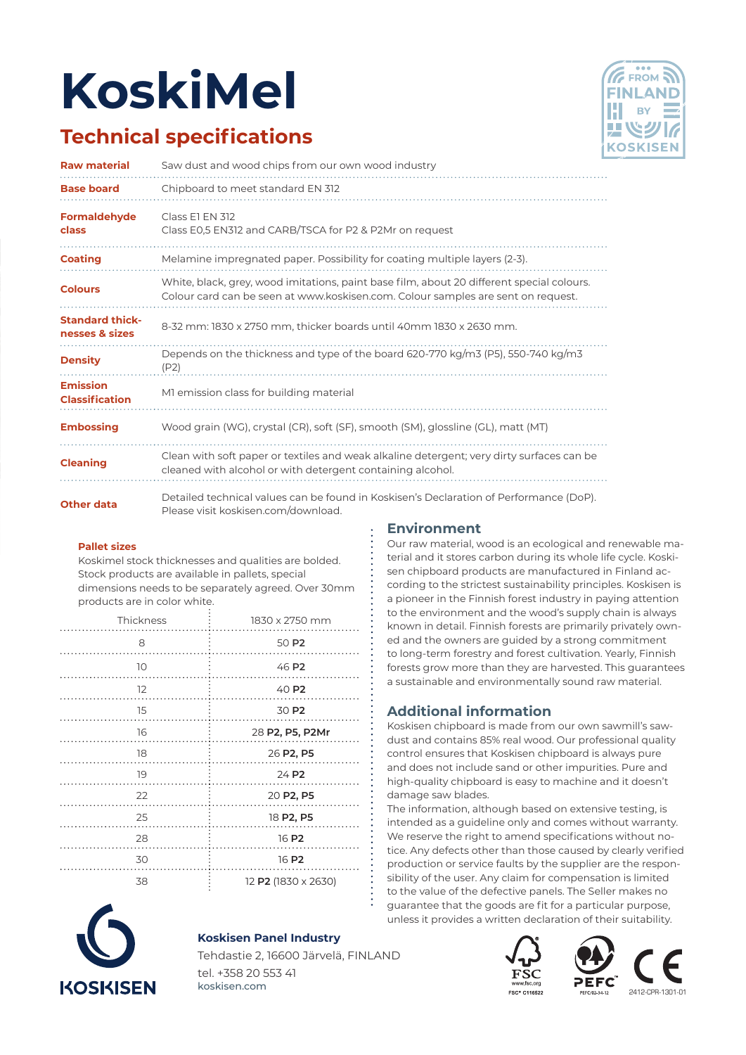# KoskiMel

## Technical specifications

| | |
|---|---|
| **Raw material** | Saw dust and wood chips from our own wood industry |
| **Base board** | Chipboard to meet standard EN 312 |
| **Formaldehyde class** | Class E1 EN 312<br>Class E0,5 EN312 and CARB/TSCA for P2 & P2Mr on request |
| **Coating** | Melamine impregnated paper. Possibility for coating multiple layers (2-3). |
| **Colours** | White, black, grey, wood imitations, paint base film, about 20 different special colours. Colour card can be seen at www.koskisen.com. Colour samples are sent on request. |
| **Standard thicknesses & sizes** | 8-32 mm: 1830 x 2750 mm, thicker boards until 40mm 1830 x 2630 mm. |
| **Density** | Depends on the thickness and type of the board 620-770 kg/m3 (P5), 550-740 kg/m3 (P2) |
| **Emission Classification** | M1 emission class for building material |
| **Embossing** | Wood grain (WG), crystal (CR), soft (SF), smooth (SM), glossline (GL), matt (MT) |
| **Cleaning** | Clean with soft paper or textiles and weak alkaline detergent; very dirty surfaces can be cleaned with alcohol or with detergent containing alcohol. |
| **Other data** | Detailed technical values can be found in Koskisen's Declaration of Performance (DoP). Please visit koskisen.com/download. |

### Pallet sizes

Koskimel stock thicknesses and qualities are bolded. Stock products are available in pallets, special dimensions needs to be separately agreed. Over 30mm products are in color white.

| Thickness | 1830 x 2750 mm |
|---|---|
| 8 | 50 **P2** |
| 10 | 46 **P2** |
| 12 | 40 **P2** |
| 15 | 30 **P2** |
| 16 | 28 **P2, P5, P2Mr** |
| 18 | 26 **P2, P5** |
| 19 | 24 **P2** |
| 22 | 20 **P2, P5** |
| 25 | 18 **P2, P5** |
| 28 | 16 **P2** |
| 30 | 16 **P2** |
| 38 | 12 **P2** (1830 x 2630) |

## Environment

Our raw material, wood is an ecological and renewable material and it stores carbon during its whole life cycle. Koskisen chipboard products are manufactured in Finland according to the strictest sustainability principles. Koskisen is a pioneer in the Finnish forest industry in paying attention to the environment and the wood's supply chain is always known in detail. Finnish forests are primarily privately owned and the owners are guided by a strong commitment to long-term forestry and forest cultivation. Yearly, Finnish forests grow more than they are harvested. This guarantees a sustainable and environmentally sound raw material.

## Additional information

Koskisen chipboard is made from our own sawmill's sawdust and contains 85% real wood. Our professional quality control ensures that Koskisen chipboard is always pure and does not include sand or other impurities. Pure and high-quality chipboard is easy to machine and it doesn't damage saw blades.

The information, although based on extensive testing, is intended as a guideline only and comes without warranty. We reserve the right to amend specifications without notice. Any defects other than those caused by clearly verified production or service faults by the supplier are the responsibility of the user. Any claim for compensation is limited to the value of the defective panels. The Seller makes no guarantee that the goods are fit for a particular purpose, unless it provides a written declaration of their suitability.

**Koskisen Panel Industry**
Tehdastie 2, 16600 Järvelä, FINLAND
tel. +358 20 553 41
koskisen.com

FSC® C116522 · PEFC/02-34-12 · 2412-CPR-1301-01